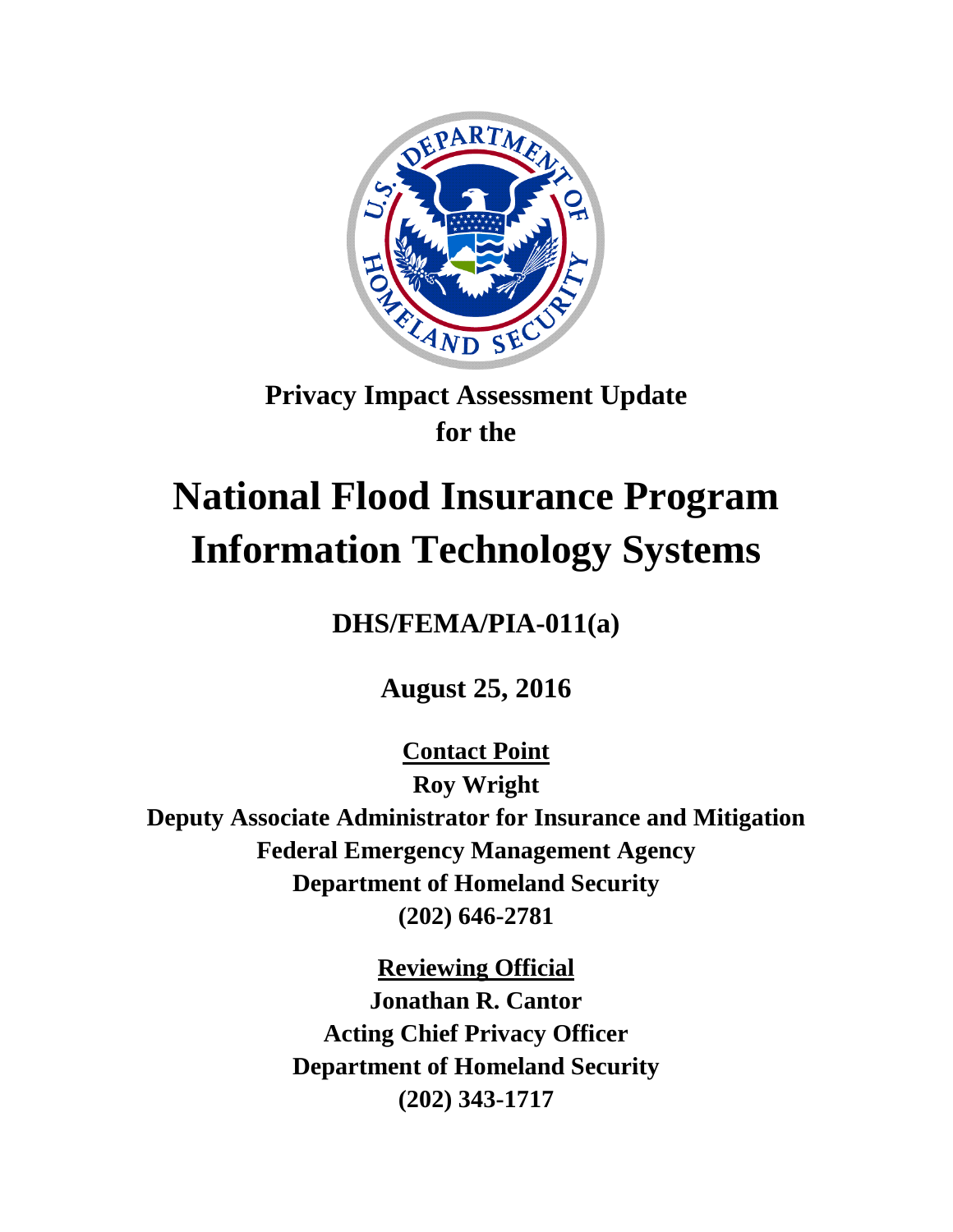**Privacy Impact Assessment Update**
**for the**

# National Flood Insurance Program Information Technology Systems

**DHS/FEMA/PIA-011(a)**

**August 25, 2016**

**Contact Point**

**Roy Wright**
**Deputy Associate Administrator for Insurance and Mitigation**
**Federal Emergency Management Agency**
**Department of Homeland Security**
**(202) 646-2781**

**Reviewing Official**

**Jonathan R. Cantor**
**Acting Chief Privacy Officer**
**Department of Homeland Security**
**(202) 343-1717**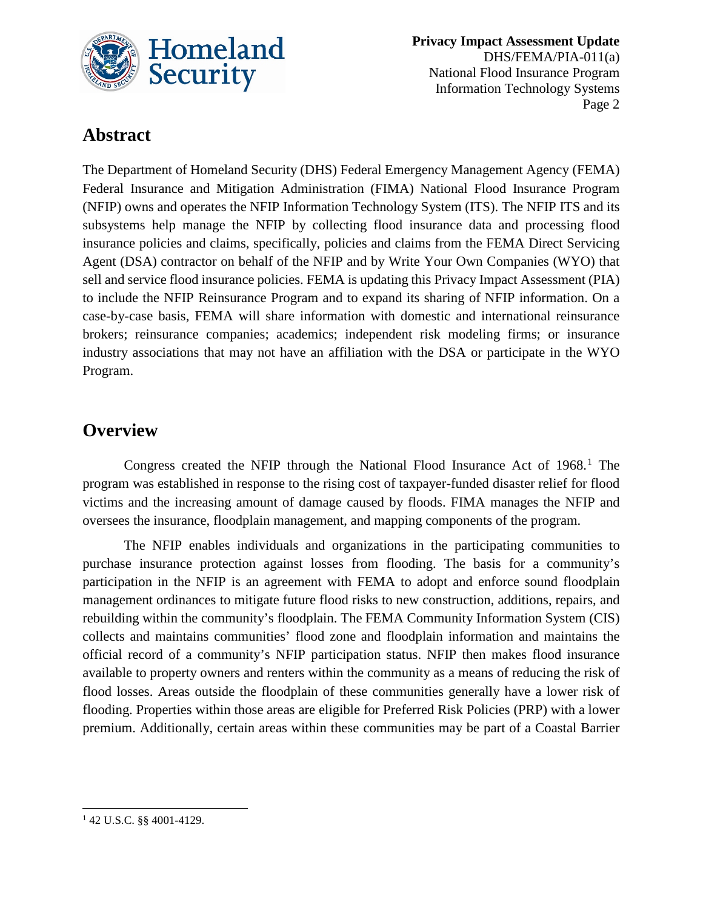## Abstract

The Department of Homeland Security (DHS) Federal Emergency Management Agency (FEMA) Federal Insurance and Mitigation Administration (FIMA) National Flood Insurance Program (NFIP) owns and operates the NFIP Information Technology System (ITS). The NFIP ITS and its subsystems help manage the NFIP by collecting flood insurance data and processing flood insurance policies and claims, specifically, policies and claims from the FEMA Direct Servicing Agent (DSA) contractor on behalf of the NFIP and by Write Your Own Companies (WYO) that sell and service flood insurance policies. FEMA is updating this Privacy Impact Assessment (PIA) to include the NFIP Reinsurance Program and to expand its sharing of NFIP information. On a case-by-case basis, FEMA will share information with domestic and international reinsurance brokers; reinsurance companies; academics; independent risk modeling firms; or insurance industry associations that may not have an affiliation with the DSA or participate in the WYO Program.

## Overview

Congress created the NFIP through the National Flood Insurance Act of 1968.[1] The program was established in response to the rising cost of taxpayer-funded disaster relief for flood victims and the increasing amount of damage caused by floods. FIMA manages the NFIP and oversees the insurance, floodplain management, and mapping components of the program.

The NFIP enables individuals and organizations in the participating communities to purchase insurance protection against losses from flooding. The basis for a community's participation in the NFIP is an agreement with FEMA to adopt and enforce sound floodplain management ordinances to mitigate future flood risks to new construction, additions, repairs, and rebuilding within the community's floodplain. The FEMA Community Information System (CIS) collects and maintains communities' flood zone and floodplain information and maintains the official record of a community's NFIP participation status. NFIP then makes flood insurance available to property owners and renters within the community as a means of reducing the risk of flood losses. Areas outside the floodplain of these communities generally have a lower risk of flooding. Properties within those areas are eligible for Preferred Risk Policies (PRP) with a lower premium. Additionally, certain areas within these communities may be part of a Coastal Barrier

[1] 42 U.S.C. §§ 4001-4129.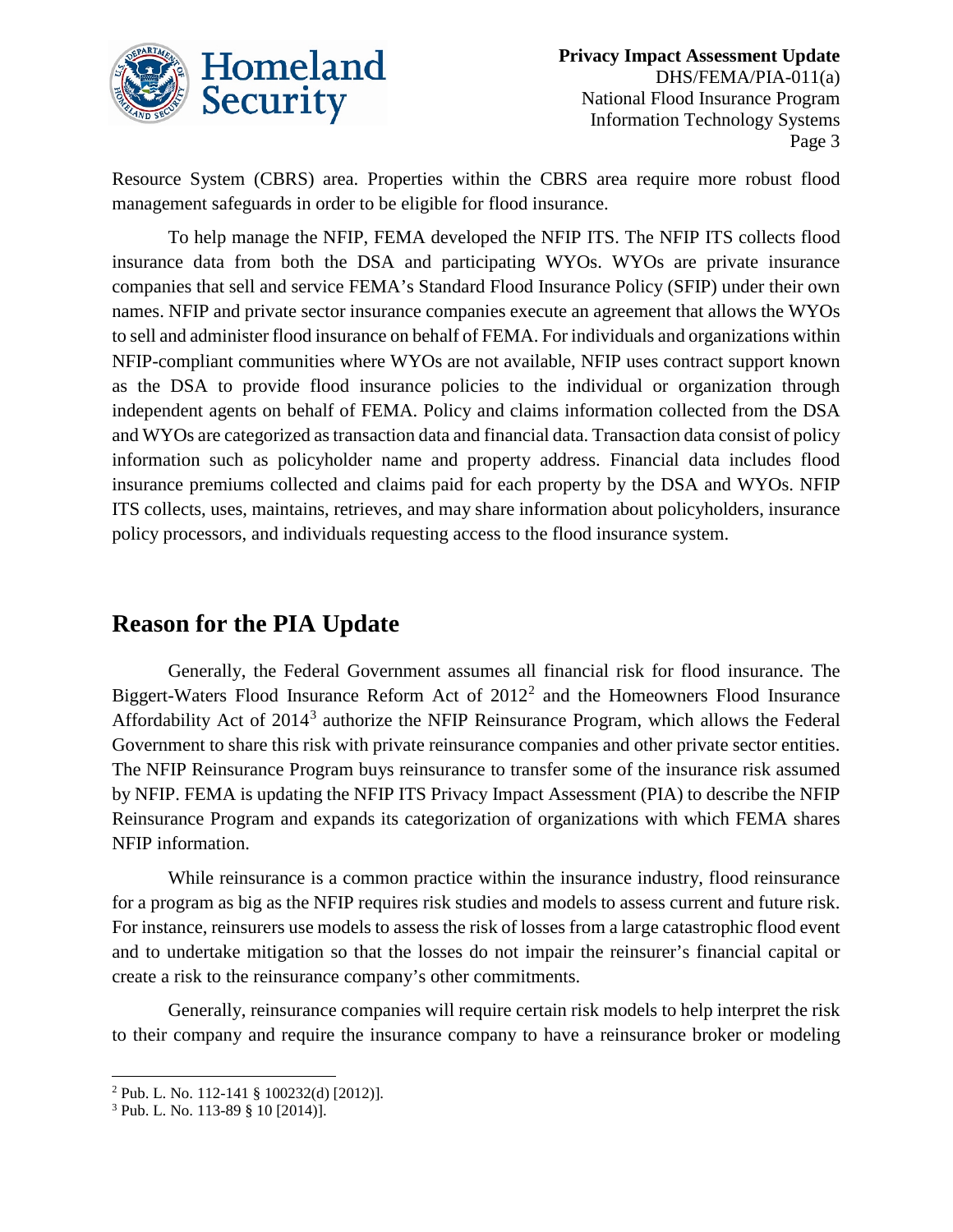Resource System (CBRS) area. Properties within the CBRS area require more robust flood management safeguards in order to be eligible for flood insurance.

To help manage the NFIP, FEMA developed the NFIP ITS. The NFIP ITS collects flood insurance data from both the DSA and participating WYOs. WYOs are private insurance companies that sell and service FEMA's Standard Flood Insurance Policy (SFIP) under their own names. NFIP and private sector insurance companies execute an agreement that allows the WYOs to sell and administer flood insurance on behalf of FEMA. For individuals and organizations within NFIP-compliant communities where WYOs are not available, NFIP uses contract support known as the DSA to provide flood insurance policies to the individual or organization through independent agents on behalf of FEMA. Policy and claims information collected from the DSA and WYOs are categorized as transaction data and financial data. Transaction data consist of policy information such as policyholder name and property address. Financial data includes flood insurance premiums collected and claims paid for each property by the DSA and WYOs. NFIP ITS collects, uses, maintains, retrieves, and may share information about policyholders, insurance policy processors, and individuals requesting access to the flood insurance system.

## Reason for the PIA Update

Generally, the Federal Government assumes all financial risk for flood insurance. The Biggert-Waters Flood Insurance Reform Act of 2012[2] and the Homeowners Flood Insurance Affordability Act of 2014[3] authorize the NFIP Reinsurance Program, which allows the Federal Government to share this risk with private reinsurance companies and other private sector entities. The NFIP Reinsurance Program buys reinsurance to transfer some of the insurance risk assumed by NFIP. FEMA is updating the NFIP ITS Privacy Impact Assessment (PIA) to describe the NFIP Reinsurance Program and expands its categorization of organizations with which FEMA shares NFIP information.

While reinsurance is a common practice within the insurance industry, flood reinsurance for a program as big as the NFIP requires risk studies and models to assess current and future risk. For instance, reinsurers use models to assess the risk of losses from a large catastrophic flood event and to undertake mitigation so that the losses do not impair the reinsurer's financial capital or create a risk to the reinsurance company's other commitments.

Generally, reinsurance companies will require certain risk models to help interpret the risk to their company and require the insurance company to have a reinsurance broker or modeling

---

[2] Pub. L. No. 112-141 § 100232(d) [2012)].

[3] Pub. L. No. 113-89 § 10 [2014)].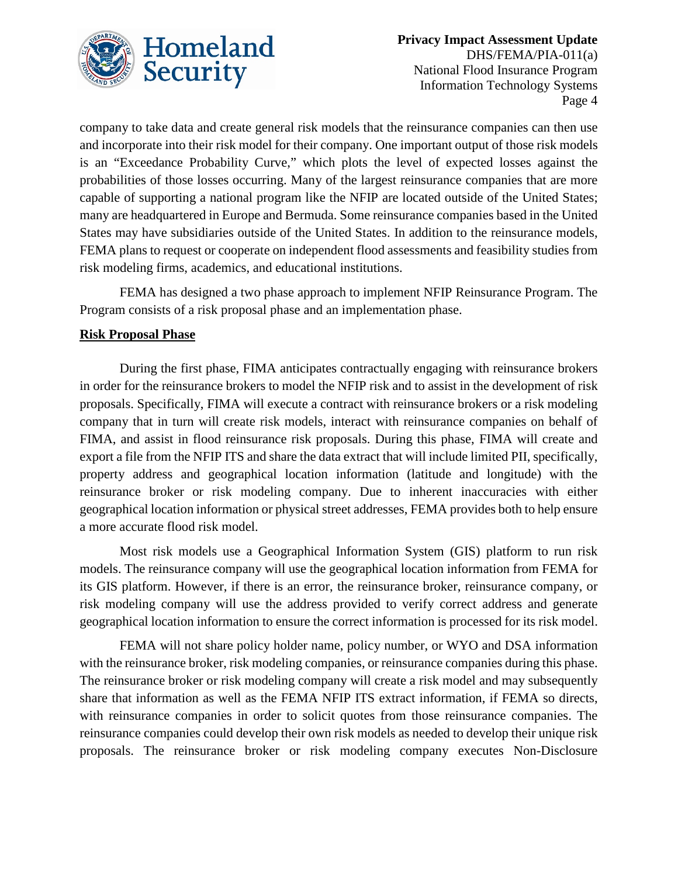company to take data and create general risk models that the reinsurance companies can then use and incorporate into their risk model for their company. One important output of those risk models is an "Exceedance Probability Curve," which plots the level of expected losses against the probabilities of those losses occurring. Many of the largest reinsurance companies that are more capable of supporting a national program like the NFIP are located outside of the United States; many are headquartered in Europe and Bermuda. Some reinsurance companies based in the United States may have subsidiaries outside of the United States. In addition to the reinsurance models, FEMA plans to request or cooperate on independent flood assessments and feasibility studies from risk modeling firms, academics, and educational institutions.

FEMA has designed a two phase approach to implement NFIP Reinsurance Program. The Program consists of a risk proposal phase and an implementation phase.

**Risk Proposal Phase**

During the first phase, FIMA anticipates contractually engaging with reinsurance brokers in order for the reinsurance brokers to model the NFIP risk and to assist in the development of risk proposals. Specifically, FIMA will execute a contract with reinsurance brokers or a risk modeling company that in turn will create risk models, interact with reinsurance companies on behalf of FIMA, and assist in flood reinsurance risk proposals. During this phase, FIMA will create and export a file from the NFIP ITS and share the data extract that will include limited PII, specifically, property address and geographical location information (latitude and longitude) with the reinsurance broker or risk modeling company. Due to inherent inaccuracies with either geographical location information or physical street addresses, FEMA provides both to help ensure a more accurate flood risk model.

Most risk models use a Geographical Information System (GIS) platform to run risk models. The reinsurance company will use the geographical location information from FEMA for its GIS platform. However, if there is an error, the reinsurance broker, reinsurance company, or risk modeling company will use the address provided to verify correct address and generate geographical location information to ensure the correct information is processed for its risk model.

FEMA will not share policy holder name, policy number, or WYO and DSA information with the reinsurance broker, risk modeling companies, or reinsurance companies during this phase. The reinsurance broker or risk modeling company will create a risk model and may subsequently share that information as well as the FEMA NFIP ITS extract information, if FEMA so directs, with reinsurance companies in order to solicit quotes from those reinsurance companies. The reinsurance companies could develop their own risk models as needed to develop their unique risk proposals. The reinsurance broker or risk modeling company executes Non-Disclosure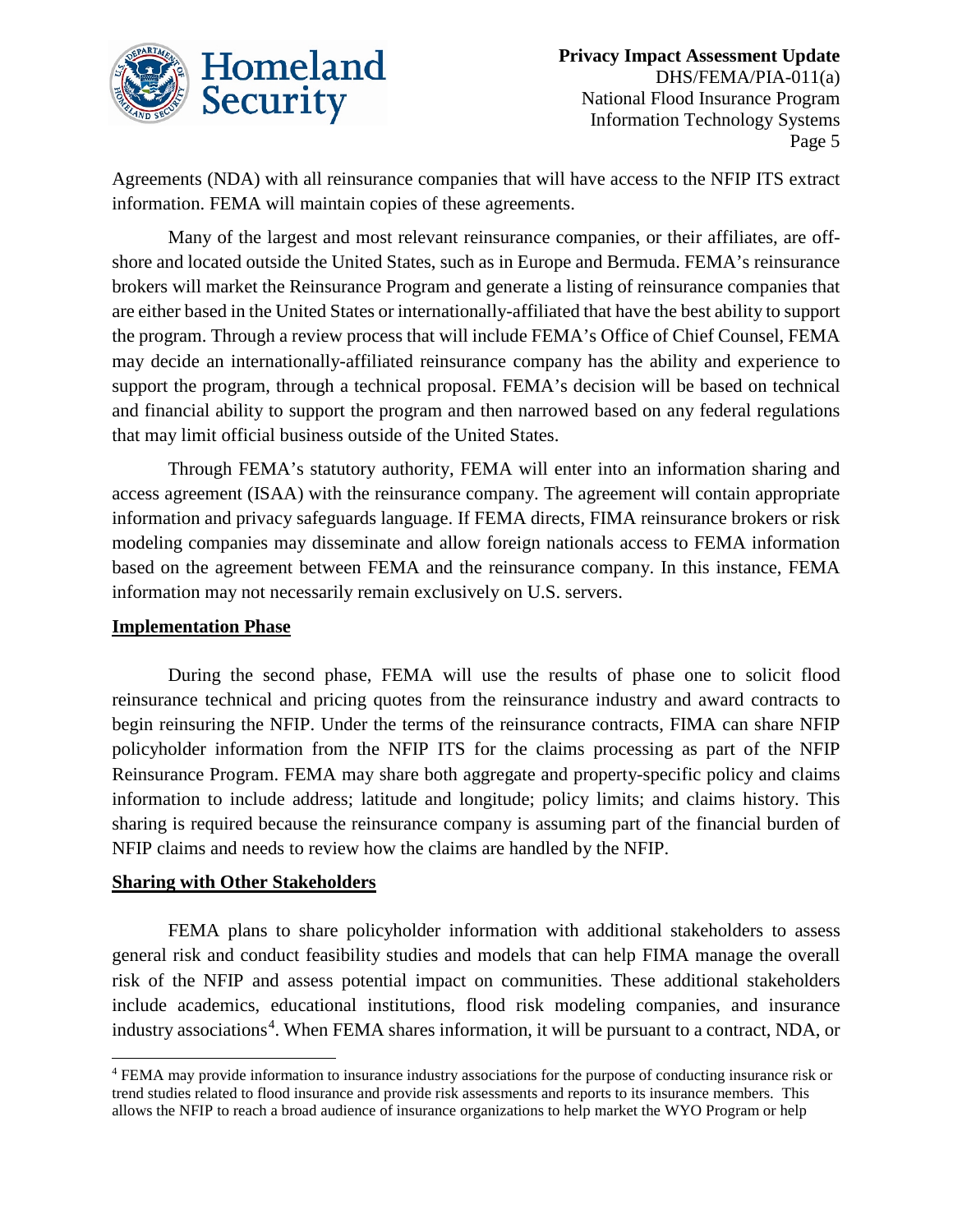Agreements (NDA) with all reinsurance companies that will have access to the NFIP ITS extract information. FEMA will maintain copies of these agreements.

Many of the largest and most relevant reinsurance companies, or their affiliates, are off-shore and located outside the United States, such as in Europe and Bermuda. FEMA's reinsurance brokers will market the Reinsurance Program and generate a listing of reinsurance companies that are either based in the United States or internationally-affiliated that have the best ability to support the program. Through a review process that will include FEMA's Office of Chief Counsel, FEMA may decide an internationally-affiliated reinsurance company has the ability and experience to support the program, through a technical proposal. FEMA's decision will be based on technical and financial ability to support the program and then narrowed based on any federal regulations that may limit official business outside of the United States.

Through FEMA's statutory authority, FEMA will enter into an information sharing and access agreement (ISAA) with the reinsurance company. The agreement will contain appropriate information and privacy safeguards language. If FEMA directs, FIMA reinsurance brokers or risk modeling companies may disseminate and allow foreign nationals access to FEMA information based on the agreement between FEMA and the reinsurance company. In this instance, FEMA information may not necessarily remain exclusively on U.S. servers.

**Implementation Phase**

During the second phase, FEMA will use the results of phase one to solicit flood reinsurance technical and pricing quotes from the reinsurance industry and award contracts to begin reinsuring the NFIP. Under the terms of the reinsurance contracts, FIMA can share NFIP policyholder information from the NFIP ITS for the claims processing as part of the NFIP Reinsurance Program. FEMA may share both aggregate and property-specific policy and claims information to include address; latitude and longitude; policy limits; and claims history. This sharing is required because the reinsurance company is assuming part of the financial burden of NFIP claims and needs to review how the claims are handled by the NFIP.

**Sharing with Other Stakeholders**

FEMA plans to share policyholder information with additional stakeholders to assess general risk and conduct feasibility studies and models that can help FIMA manage the overall risk of the NFIP and assess potential impact on communities. These additional stakeholders include academics, educational institutions, flood risk modeling companies, and insurance industry associations[4]. When FEMA shares information, it will be pursuant to a contract, NDA, or

[4] FEMA may provide information to insurance industry associations for the purpose of conducting insurance risk or trend studies related to flood insurance and provide risk assessments and reports to its insurance members. This allows the NFIP to reach a broad audience of insurance organizations to help market the WYO Program or help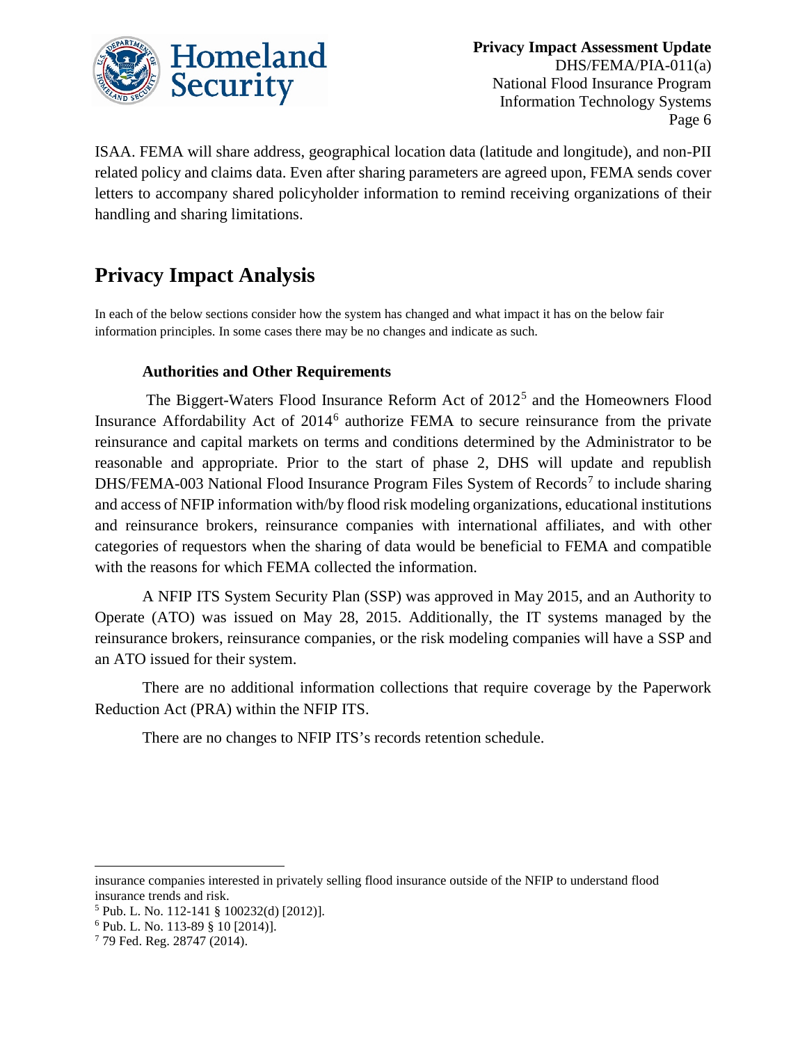ISAA. FEMA will share address, geographical location data (latitude and longitude), and non-PII related policy and claims data. Even after sharing parameters are agreed upon, FEMA sends cover letters to accompany shared policyholder information to remind receiving organizations of their handling and sharing limitations.

# Privacy Impact Analysis

In each of the below sections consider how the system has changed and what impact it has on the below fair information principles. In some cases there may be no changes and indicate as such.

### Authorities and Other Requirements

The Biggert-Waters Flood Insurance Reform Act of 2012[5] and the Homeowners Flood Insurance Affordability Act of 2014[6] authorize FEMA to secure reinsurance from the private reinsurance and capital markets on terms and conditions determined by the Administrator to be reasonable and appropriate. Prior to the start of phase 2, DHS will update and republish DHS/FEMA-003 National Flood Insurance Program Files System of Records[7] to include sharing and access of NFIP information with/by flood risk modeling organizations, educational institutions and reinsurance brokers, reinsurance companies with international affiliates, and with other categories of requestors when the sharing of data would be beneficial to FEMA and compatible with the reasons for which FEMA collected the information.

A NFIP ITS System Security Plan (SSP) was approved in May 2015, and an Authority to Operate (ATO) was issued on May 28, 2015. Additionally, the IT systems managed by the reinsurance brokers, reinsurance companies, or the risk modeling companies will have a SSP and an ATO issued for their system.

There are no additional information collections that require coverage by the Paperwork Reduction Act (PRA) within the NFIP ITS.

There are no changes to NFIP ITS's records retention schedule.

---

insurance companies interested in privately selling flood insurance outside of the NFIP to understand flood insurance trends and risk.

[5] Pub. L. No. 112-141 § 100232(d) [2012)].

[6] Pub. L. No. 113-89 § 10 [2014)].

[7] 79 Fed. Reg. 28747 (2014).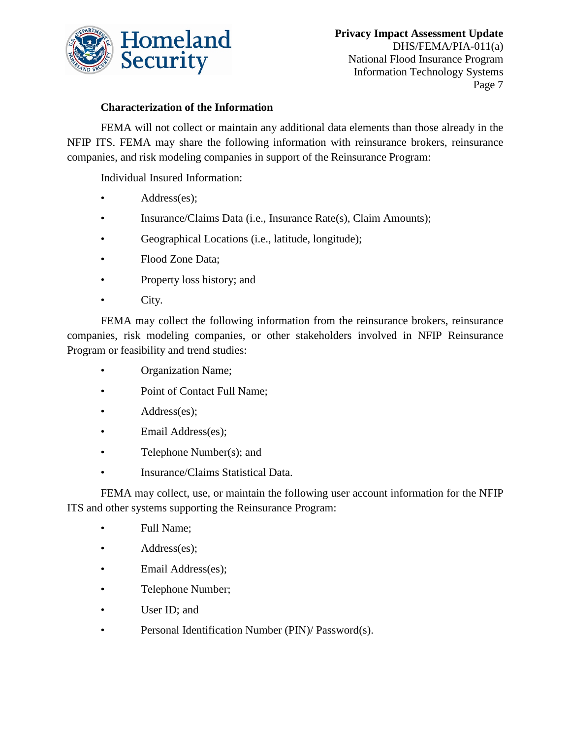### Characterization of the Information

FEMA will not collect or maintain any additional data elements than those already in the NFIP ITS. FEMA may share the following information with reinsurance brokers, reinsurance companies, and risk modeling companies in support of the Reinsurance Program:

Individual Insured Information:

- Address(es);
- Insurance/Claims Data (i.e., Insurance Rate(s), Claim Amounts);
- Geographical Locations (i.e., latitude, longitude);
- Flood Zone Data;
- Property loss history; and
- City.

FEMA may collect the following information from the reinsurance brokers, reinsurance companies, risk modeling companies, or other stakeholders involved in NFIP Reinsurance Program or feasibility and trend studies:

- Organization Name;
- Point of Contact Full Name;
- Address(es);
- Email Address(es);
- Telephone Number(s); and
- Insurance/Claims Statistical Data.

FEMA may collect, use, or maintain the following user account information for the NFIP ITS and other systems supporting the Reinsurance Program:

- Full Name;
- Address(es);
- Email Address(es);
- Telephone Number;
- User ID; and
- Personal Identification Number (PIN)/ Password(s).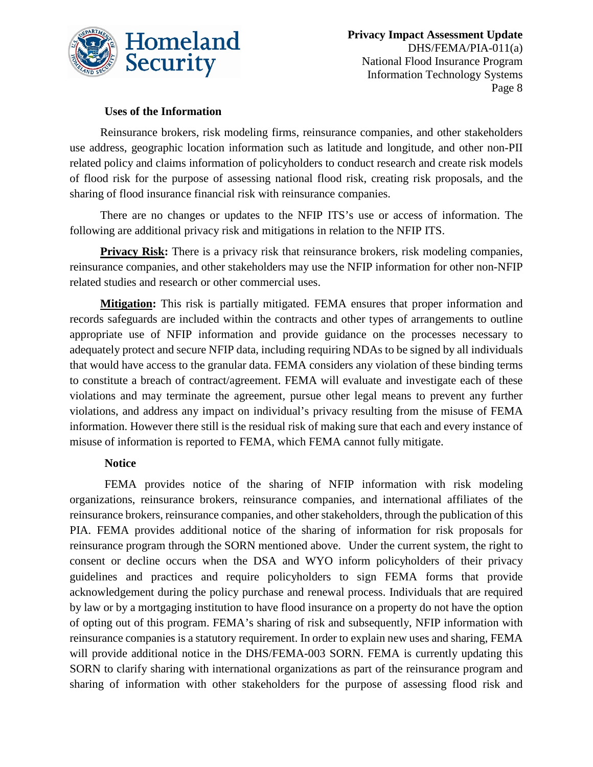### Uses of the Information

Reinsurance brokers, risk modeling firms, reinsurance companies, and other stakeholders use address, geographic location information such as latitude and longitude, and other non-PII related policy and claims information of policyholders to conduct research and create risk models of flood risk for the purpose of assessing national flood risk, creating risk proposals, and the sharing of flood insurance financial risk with reinsurance companies.

There are no changes or updates to the NFIP ITS's use or access of information. The following are additional privacy risk and mitigations in relation to the NFIP ITS.

**Privacy Risk:** There is a privacy risk that reinsurance brokers, risk modeling companies, reinsurance companies, and other stakeholders may use the NFIP information for other non-NFIP related studies and research or other commercial uses.

**Mitigation:** This risk is partially mitigated. FEMA ensures that proper information and records safeguards are included within the contracts and other types of arrangements to outline appropriate use of NFIP information and provide guidance on the processes necessary to adequately protect and secure NFIP data, including requiring NDAs to be signed by all individuals that would have access to the granular data. FEMA considers any violation of these binding terms to constitute a breach of contract/agreement. FEMA will evaluate and investigate each of these violations and may terminate the agreement, pursue other legal means to prevent any further violations, and address any impact on individual's privacy resulting from the misuse of FEMA information. However there still is the residual risk of making sure that each and every instance of misuse of information is reported to FEMA, which FEMA cannot fully mitigate.

### Notice

FEMA provides notice of the sharing of NFIP information with risk modeling organizations, reinsurance brokers, reinsurance companies, and international affiliates of the reinsurance brokers, reinsurance companies, and other stakeholders, through the publication of this PIA. FEMA provides additional notice of the sharing of information for risk proposals for reinsurance program through the SORN mentioned above. Under the current system, the right to consent or decline occurs when the DSA and WYO inform policyholders of their privacy guidelines and practices and require policyholders to sign FEMA forms that provide acknowledgement during the policy purchase and renewal process. Individuals that are required by law or by a mortgaging institution to have flood insurance on a property do not have the option of opting out of this program. FEMA's sharing of risk and subsequently, NFIP information with reinsurance companies is a statutory requirement. In order to explain new uses and sharing, FEMA will provide additional notice in the DHS/FEMA-003 SORN. FEMA is currently updating this SORN to clarify sharing with international organizations as part of the reinsurance program and sharing of information with other stakeholders for the purpose of assessing flood risk and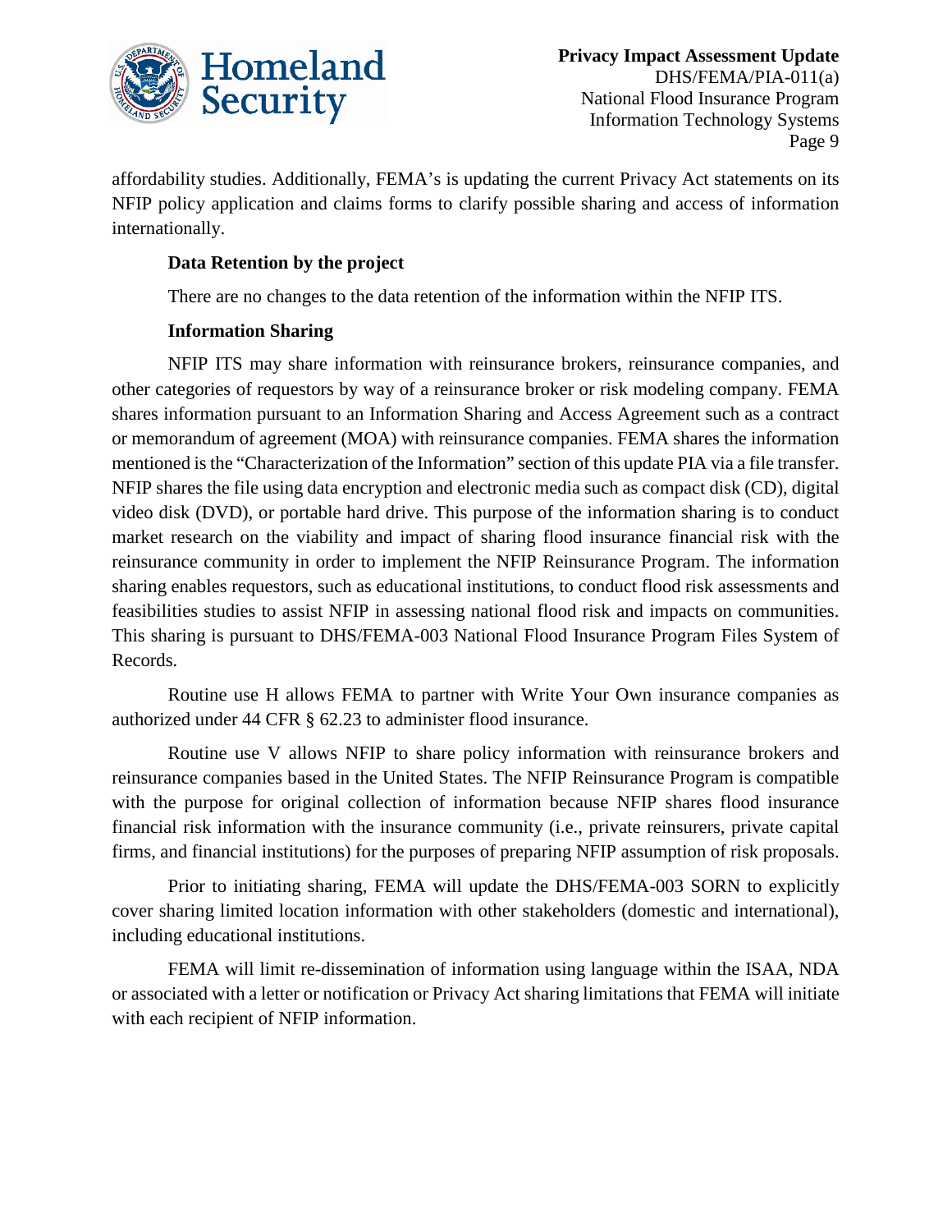affordability studies. Additionally, FEMA's is updating the current Privacy Act statements on its NFIP policy application and claims forms to clarify possible sharing and access of information internationally.

**Data Retention by the project**

There are no changes to the data retention of the information within the NFIP ITS.

**Information Sharing**

NFIP ITS may share information with reinsurance brokers, reinsurance companies, and other categories of requestors by way of a reinsurance broker or risk modeling company. FEMA shares information pursuant to an Information Sharing and Access Agreement such as a contract or memorandum of agreement (MOA) with reinsurance companies. FEMA shares the information mentioned is the "Characterization of the Information" section of this update PIA via a file transfer. NFIP shares the file using data encryption and electronic media such as compact disk (CD), digital video disk (DVD), or portable hard drive. This purpose of the information sharing is to conduct market research on the viability and impact of sharing flood insurance financial risk with the reinsurance community in order to implement the NFIP Reinsurance Program. The information sharing enables requestors, such as educational institutions, to conduct flood risk assessments and feasibilities studies to assist NFIP in assessing national flood risk and impacts on communities. This sharing is pursuant to DHS/FEMA-003 National Flood Insurance Program Files System of Records.

Routine use H allows FEMA to partner with Write Your Own insurance companies as authorized under 44 CFR § 62.23 to administer flood insurance.

Routine use V allows NFIP to share policy information with reinsurance brokers and reinsurance companies based in the United States. The NFIP Reinsurance Program is compatible with the purpose for original collection of information because NFIP shares flood insurance financial risk information with the insurance community (i.e., private reinsurers, private capital firms, and financial institutions) for the purposes of preparing NFIP assumption of risk proposals.

Prior to initiating sharing, FEMA will update the DHS/FEMA-003 SORN to explicitly cover sharing limited location information with other stakeholders (domestic and international), including educational institutions.

FEMA will limit re-dissemination of information using language within the ISAA, NDA or associated with a letter or notification or Privacy Act sharing limitations that FEMA will initiate with each recipient of NFIP information.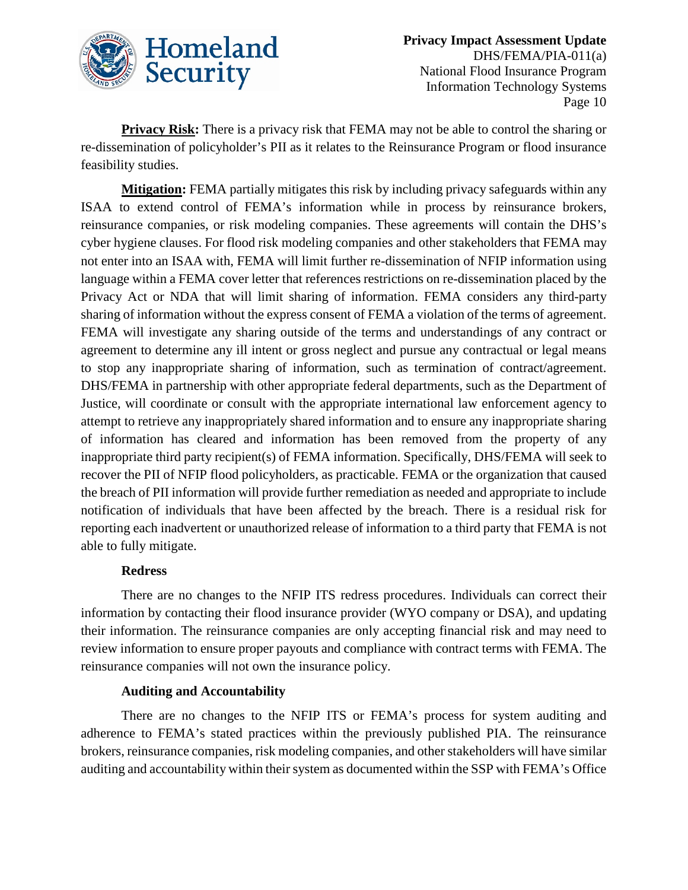**Privacy Risk:** There is a privacy risk that FEMA may not be able to control the sharing or re-dissemination of policyholder's PII as it relates to the Reinsurance Program or flood insurance feasibility studies.

**Mitigation:** FEMA partially mitigates this risk by including privacy safeguards within any ISAA to extend control of FEMA's information while in process by reinsurance brokers, reinsurance companies, or risk modeling companies. These agreements will contain the DHS's cyber hygiene clauses. For flood risk modeling companies and other stakeholders that FEMA may not enter into an ISAA with, FEMA will limit further re-dissemination of NFIP information using language within a FEMA cover letter that references restrictions on re-dissemination placed by the Privacy Act or NDA that will limit sharing of information. FEMA considers any third-party sharing of information without the express consent of FEMA a violation of the terms of agreement. FEMA will investigate any sharing outside of the terms and understandings of any contract or agreement to determine any ill intent or gross neglect and pursue any contractual or legal means to stop any inappropriate sharing of information, such as termination of contract/agreement. DHS/FEMA in partnership with other appropriate federal departments, such as the Department of Justice, will coordinate or consult with the appropriate international law enforcement agency to attempt to retrieve any inappropriately shared information and to ensure any inappropriate sharing of information has cleared and information has been removed from the property of any inappropriate third party recipient(s) of FEMA information. Specifically, DHS/FEMA will seek to recover the PII of NFIP flood policyholders, as practicable. FEMA or the organization that caused the breach of PII information will provide further remediation as needed and appropriate to include notification of individuals that have been affected by the breach. There is a residual risk for reporting each inadvertent or unauthorized release of information to a third party that FEMA is not able to fully mitigate.

### Redress

There are no changes to the NFIP ITS redress procedures. Individuals can correct their information by contacting their flood insurance provider (WYO company or DSA), and updating their information. The reinsurance companies are only accepting financial risk and may need to review information to ensure proper payouts and compliance with contract terms with FEMA. The reinsurance companies will not own the insurance policy.

### Auditing and Accountability

There are no changes to the NFIP ITS or FEMA's process for system auditing and adherence to FEMA's stated practices within the previously published PIA. The reinsurance brokers, reinsurance companies, risk modeling companies, and other stakeholders will have similar auditing and accountability within their system as documented within the SSP with FEMA's Office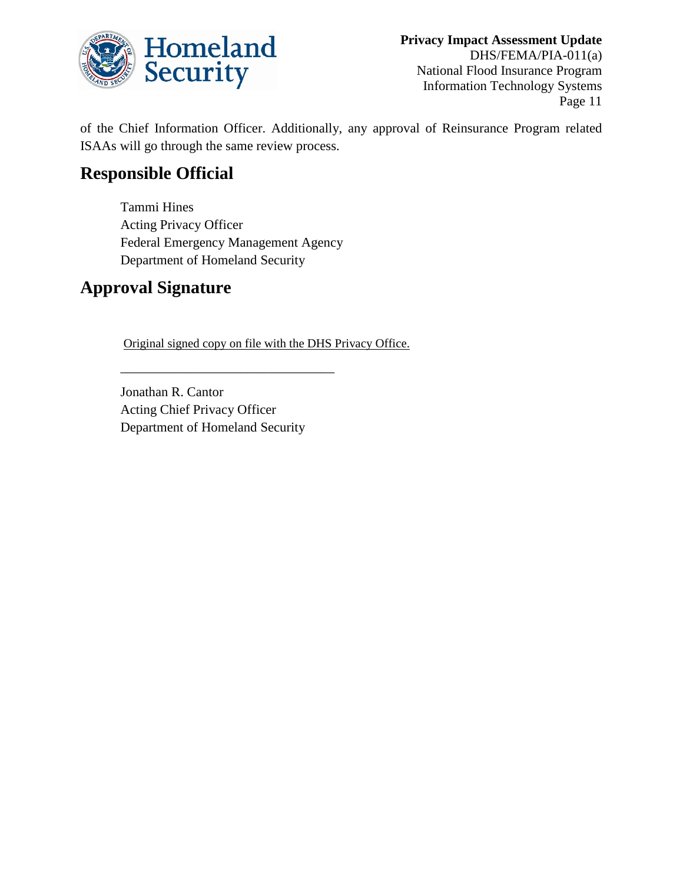of the Chief Information Officer. Additionally, any approval of Reinsurance Program related ISAAs will go through the same review process.

## Responsible Official

Tammi Hines
Acting Privacy Officer
Federal Emergency Management Agency
Department of Homeland Security

## Approval Signature

Original signed copy on file with the DHS Privacy Office.

________________________________

Jonathan R. Cantor
Acting Chief Privacy Officer
Department of Homeland Security